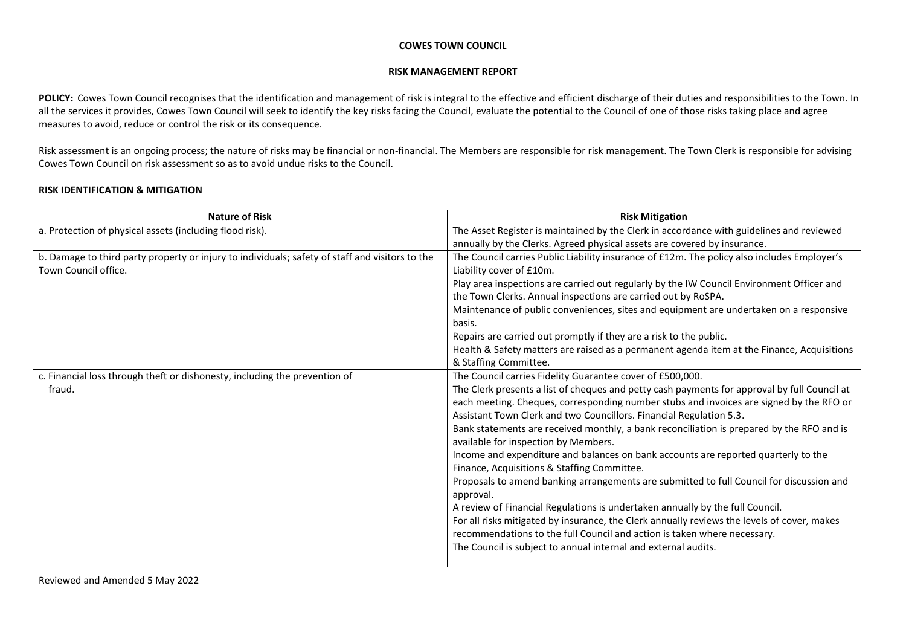# COWES TOWN COUNCIL

## RISK MANAGEMENT REPORT

**POLICY:** Cowes Town Council recognises that the identification and management of risk is integral to the effective and efficient discharge of their duties and responsibilities to the Town. In all the services it provides, Cowes Town Council will seek to identify the key risks facing the Council, evaluate the potential to the Council of one of those risks taking place and agree measures to avoid, reduce or control the risk or its consequence.

Risk assessment is an ongoing process; the nature of risks may be financial or non-financial. The Members are responsible for risk management. The Town Clerk is responsible for advising Cowes Town Council on risk assessment so as to avoid undue risks to the Council.

### RISK IDENTIFICATION & MITIGATION

| Nature of Risk | Risk Mitigation |
|---|---|
| a. Protection of physical assets (including flood risk). | The Asset Register is maintained by the Clerk in accordance with guidelines and reviewed annually by the Clerks. Agreed physical assets are covered by insurance. |
| b. Damage to third party property or injury to individuals; safety of staff and visitors to the Town Council office. | The Council carries Public Liability insurance of £12m. The policy also includes Employer's Liability cover of £10m.<br>Play area inspections are carried out regularly by the IW Council Environment Officer and the Town Clerks. Annual inspections are carried out by RoSPA.<br>Maintenance of public conveniences, sites and equipment are undertaken on a responsive basis.<br>Repairs are carried out promptly if they are a risk to the public.<br>Health & Safety matters are raised as a permanent agenda item at the Finance, Acquisitions & Staffing Committee. |
| c. Financial loss through theft or dishonesty, including the prevention of fraud. | The Council carries Fidelity Guarantee cover of £500,000.<br>The Clerk presents a list of cheques and petty cash payments for approval by full Council at each meeting. Cheques, corresponding number stubs and invoices are signed by the RFO or Assistant Town Clerk and two Councillors. Financial Regulation 5.3.<br>Bank statements are received monthly, a bank reconciliation is prepared by the RFO and is available for inspection by Members.<br>Income and expenditure and balances on bank accounts are reported quarterly to the Finance, Acquisitions & Staffing Committee.<br>Proposals to amend banking arrangements are submitted to full Council for discussion and approval.<br>A review of Financial Regulations is undertaken annually by the full Council.<br>For all risks mitigated by insurance, the Clerk annually reviews the levels of cover, makes recommendations to the full Council and action is taken where necessary.<br>The Council is subject to annual internal and external audits. |

Reviewed and Amended 5 May 2022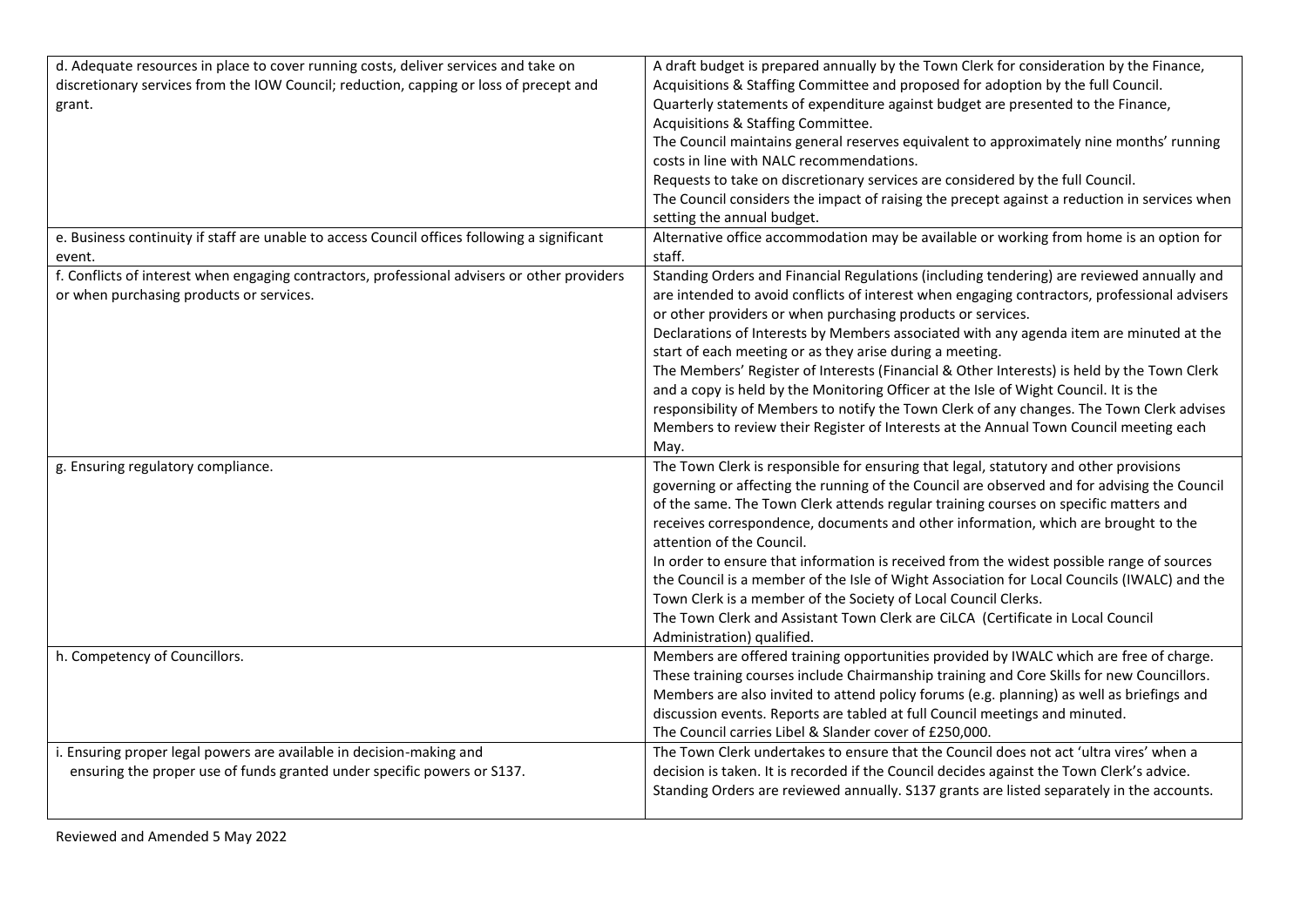| | |
|---|---|
| d. Adequate resources in place to cover running costs, deliver services and take on discretionary services from the IOW Council; reduction, capping or loss of precept and grant. | A draft budget is prepared annually by the Town Clerk for consideration by the Finance, Acquisitions & Staffing Committee and proposed for adoption by the full Council.<br>Quarterly statements of expenditure against budget are presented to the Finance, Acquisitions & Staffing Committee.<br>The Council maintains general reserves equivalent to approximately nine months' running costs in line with NALC recommendations.<br>Requests to take on discretionary services are considered by the full Council.<br>The Council considers the impact of raising the precept against a reduction in services when setting the annual budget. |
| e. Business continuity if staff are unable to access Council offices following a significant event. | Alternative office accommodation may be available or working from home is an option for staff. |
| f. Conflicts of interest when engaging contractors, professional advisers or other providers or when purchasing products or services. | Standing Orders and Financial Regulations (including tendering) are reviewed annually and are intended to avoid conflicts of interest when engaging contractors, professional advisers or other providers or when purchasing products or services.<br>Declarations of Interests by Members associated with any agenda item are minuted at the start of each meeting or as they arise during a meeting.<br>The Members' Register of Interests (Financial & Other Interests) is held by the Town Clerk and a copy is held by the Monitoring Officer at the Isle of Wight Council. It is the responsibility of Members to notify the Town Clerk of any changes. The Town Clerk advises Members to review their Register of Interests at the Annual Town Council meeting each May. |
| g. Ensuring regulatory compliance. | The Town Clerk is responsible for ensuring that legal, statutory and other provisions governing or affecting the running of the Council are observed and for advising the Council of the same. The Town Clerk attends regular training courses on specific matters and receives correspondence, documents and other information, which are brought to the attention of the Council.<br>In order to ensure that information is received from the widest possible range of sources the Council is a member of the Isle of Wight Association for Local Councils (IWALC) and the Town Clerk is a member of the Society of Local Council Clerks.<br>The Town Clerk and Assistant Town Clerk are CiLCA (Certificate in Local Council Administration) qualified. |
| h. Competency of Councillors. | Members are offered training opportunities provided by IWALC which are free of charge. These training courses include Chairmanship training and Core Skills for new Councillors. Members are also invited to attend policy forums (e.g. planning) as well as briefings and discussion events. Reports are tabled at full Council meetings and minuted.<br>The Council carries Libel & Slander cover of £250,000. |
| i. Ensuring proper legal powers are available in decision-making and ensuring the proper use of funds granted under specific powers or S137. | The Town Clerk undertakes to ensure that the Council does not act 'ultra vires' when a decision is taken. It is recorded if the Council decides against the Town Clerk's advice. Standing Orders are reviewed annually. S137 grants are listed separately in the accounts. |

Reviewed and Amended 5 May 2022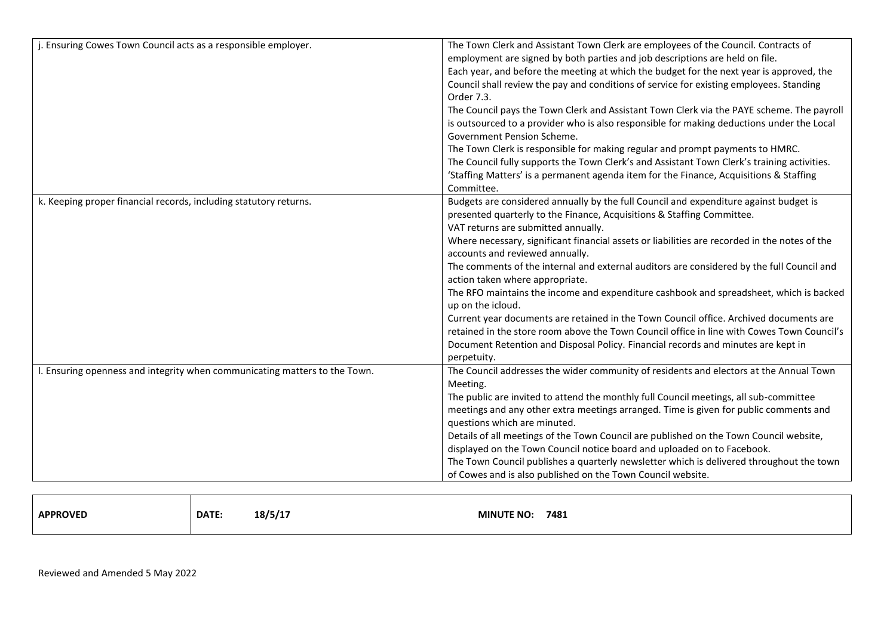| | |
|---|---|
| j. Ensuring Cowes Town Council acts as a responsible employer. | The Town Clerk and Assistant Town Clerk are employees of the Council. Contracts of employment are signed by both parties and job descriptions are held on file.<br>Each year, and before the meeting at which the budget for the next year is approved, the Council shall review the pay and conditions of service for existing employees. Standing Order 7.3.<br>The Council pays the Town Clerk and Assistant Town Clerk via the PAYE scheme. The payroll is outsourced to a provider who is also responsible for making deductions under the Local Government Pension Scheme.<br>The Town Clerk is responsible for making regular and prompt payments to HMRC.<br>The Council fully supports the Town Clerk's and Assistant Town Clerk's training activities.<br>'Staffing Matters' is a permanent agenda item for the Finance, Acquisitions & Staffing Committee. |
| k. Keeping proper financial records, including statutory returns. | Budgets are considered annually by the full Council and expenditure against budget is presented quarterly to the Finance, Acquisitions & Staffing Committee.<br>VAT returns are submitted annually.<br>Where necessary, significant financial assets or liabilities are recorded in the notes of the accounts and reviewed annually.<br>The comments of the internal and external auditors are considered by the full Council and action taken where appropriate.<br>The RFO maintains the income and expenditure cashbook and spreadsheet, which is backed up on the icloud.<br>Current year documents are retained in the Town Council office. Archived documents are retained in the store room above the Town Council office in line with Cowes Town Council's Document Retention and Disposal Policy. Financial records and minutes are kept in perpetuity. |
| l. Ensuring openness and integrity when communicating matters to the Town. | The Council addresses the wider community of residents and electors at the Annual Town Meeting.<br>The public are invited to attend the monthly full Council meetings, all sub-committee meetings and any other extra meetings arranged. Time is given for public comments and questions which are minuted.<br>Details of all meetings of the Town Council are published on the Town Council website, displayed on the Town Council notice board and uploaded on to Facebook.<br>The Town Council publishes a quarterly newsletter which is delivered throughout the town of Cowes and is also published on the Town Council website. |

| | | |
|---|---|---|
| **APPROVED** | **DATE:** 18/5/17 | **MINUTE NO:** 7481 |

Reviewed and Amended 5 May 2022